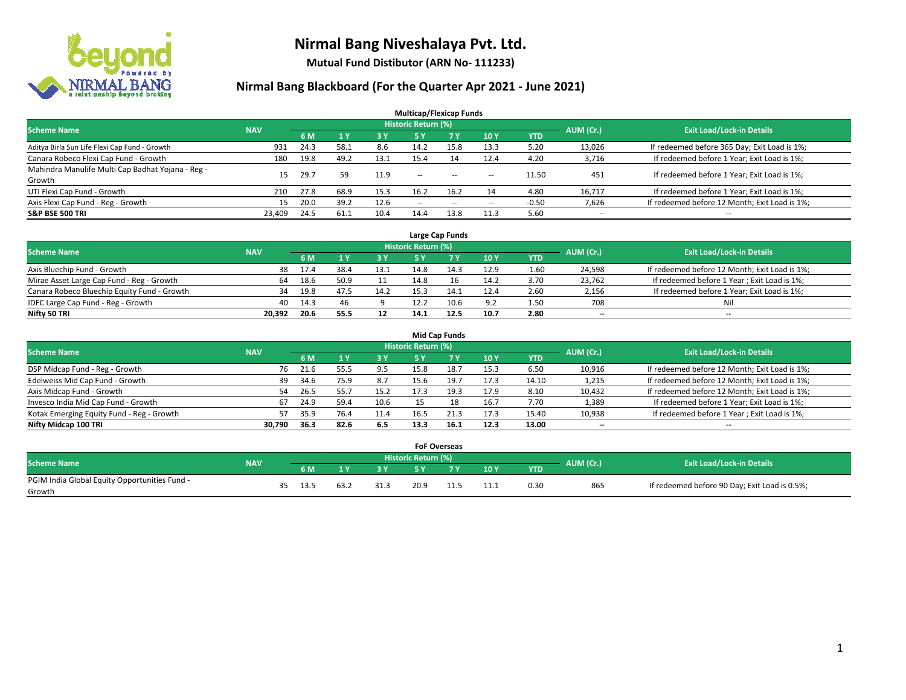# Nirmal Bang Niveshalaya Pvt. Ltd.

**Mutual Fund Distibutor (ARN No- 111233)**

## Nirmal Bang Blackboard (For the Quarter Apr 2021 - June 2021)

### Multicap/Flexicap Funds

| Scheme Name | NAV | Historic Return (%) | | | | | | | AUM (Cr.) | Exit Load/Lock-in Details |
|---|---|---|---|---|---|---|---|---|---|---|
| | | 6 M | 1 Y | 3 Y | 5 Y | 7 Y | 10 Y | YTD | | |
| Aditya Birla Sun Life Flexi Cap Fund - Growth | 931 | 24.3 | 58.1 | 8.6 | 14.2 | 15.8 | 13.3 | 5.20 | 13,026 | If redeemed before 365 Day; Exit Load is 1%; |
| Canara Robeco Flexi Cap Fund - Growth | 180 | 19.8 | 49.2 | 13.1 | 15.4 | 14 | 12.4 | 4.20 | 3,716 | If redeemed before 1 Year; Exit Load is 1%; |
| Mahindra Manulife Multi Cap Badhat Yojana - Reg - Growth | 15 | 29.7 | 59 | 11.9 | -- | -- | -- | 11.50 | 451 | If redeemed before 1 Year; Exit Load is 1%; |
| UTI Flexi Cap Fund - Growth | 210 | 27.8 | 68.9 | 15.3 | 16.2 | 16.2 | 14 | 4.80 | 16,717 | If redeemed before 1 Year; Exit Load is 1%; |
| Axis Flexi Cap Fund - Reg - Growth | 15 | 20.0 | 39.2 | 12.6 | -- | -- | -- | -0.50 | 7,626 | If redeemed before 12 Month; Exit Load is 1%; |
| **S&P BSE 500 TRI** | **23,409** | **24.5** | **61.1** | **10.4** | **14.4** | **13.8** | **11.3** | **5.60** | -- | -- |

### Large Cap Funds

| Scheme Name | NAV | Historic Return (%) | | | | | | | AUM (Cr.) | Exit Load/Lock-in Details |
|---|---|---|---|---|---|---|---|---|---|---|
| | | 6 M | 1 Y | 3 Y | 5 Y | 7 Y | 10 Y | YTD | | |
| Axis Bluechip Fund - Growth | 38 | 17.4 | 38.4 | 13.1 | 14.8 | 14.3 | 12.9 | -1.60 | 24,598 | If redeemed before 12 Month; Exit Load is 1%; |
| Mirae Asset Large Cap Fund - Reg - Growth | 64 | 18.6 | 50.9 | 11 | 14.8 | 16 | 14.2 | 3.70 | 23,762 | If redeemed before 1 Year ; Exit Load is 1%; |
| Canara Robeco Bluechip Equity Fund - Growth | 34 | 19.8 | 47.5 | 14.2 | 15.3 | 14.1 | 12.4 | 2.60 | 2,156 | If redeemed before 1 Year; Exit Load is 1%; |
| IDFC Large Cap Fund - Reg - Growth | 40 | 14.3 | 46 | 9 | 12.2 | 10.6 | 9.2 | 1.50 | 708 | Nil |
| **Nifty 50 TRI** | **20,392** | **20.6** | **55.5** | **12** | **14.1** | **12.5** | **10.7** | **2.80** | **--** | **--** |

### Mid Cap Funds

| Scheme Name | NAV | Historic Return (%) | | | | | | | AUM (Cr.) | Exit Load/Lock-in Details |
|---|---|---|---|---|---|---|---|---|---|---|
| | | 6 M | 1 Y | 3 Y | 5 Y | 7 Y | 10 Y | YTD | | |
| DSP Midcap Fund - Reg - Growth | 76 | 21.6 | 55.5 | 9.5 | 15.8 | 18.7 | 15.3 | 6.50 | 10,916 | If redeemed before 12 Month; Exit Load is 1%; |
| Edelweiss Mid Cap Fund - Growth | 39 | 34.6 | 75.9 | 8.7 | 15.6 | 19.7 | 17.3 | 14.10 | 1,215 | If redeemed before 12 Month; Exit Load is 1%; |
| Axis Midcap Fund - Growth | 54 | 26.5 | 55.7 | 15.2 | 17.3 | 19.3 | 17.9 | 8.10 | 10,432 | If redeemed before 12 Month; Exit Load is 1%; |
| Invesco India Mid Cap Fund - Growth | 67 | 24.9 | 59.4 | 10.6 | 15 | 18 | 16.7 | 7.70 | 1,389 | If redeemed before 1 Year; Exit Load is 1%; |
| Kotak Emerging Equity Fund - Reg - Growth | 57 | 35.9 | 76.4 | 11.4 | 16.5 | 21.3 | 17.3 | 15.40 | 10,938 | If redeemed before 1 Year ; Exit Load is 1%; |
| **Nifty Midcap 100 TRI** | **30,790** | **36.3** | **82.6** | **6.5** | **13.3** | **16.1** | **12.3** | **13.00** | **--** | **--** |

### FoF Overseas

| Scheme Name | NAV | Historic Return (%) | | | | | | | AUM (Cr.) | Exit Load/Lock-in Details |
|---|---|---|---|---|---|---|---|---|---|---|
| | | 6 M | 1 Y | 3 Y | 5 Y | 7 Y | 10 Y | YTD | | |
| PGIM India Global Equity Opportunities Fund - Growth | 35 | 13.5 | 63.2 | 31.3 | 20.9 | 11.5 | 11.1 | 0.30 | 865 | If redeemed before 90 Day; Exit Load is 0.5%; |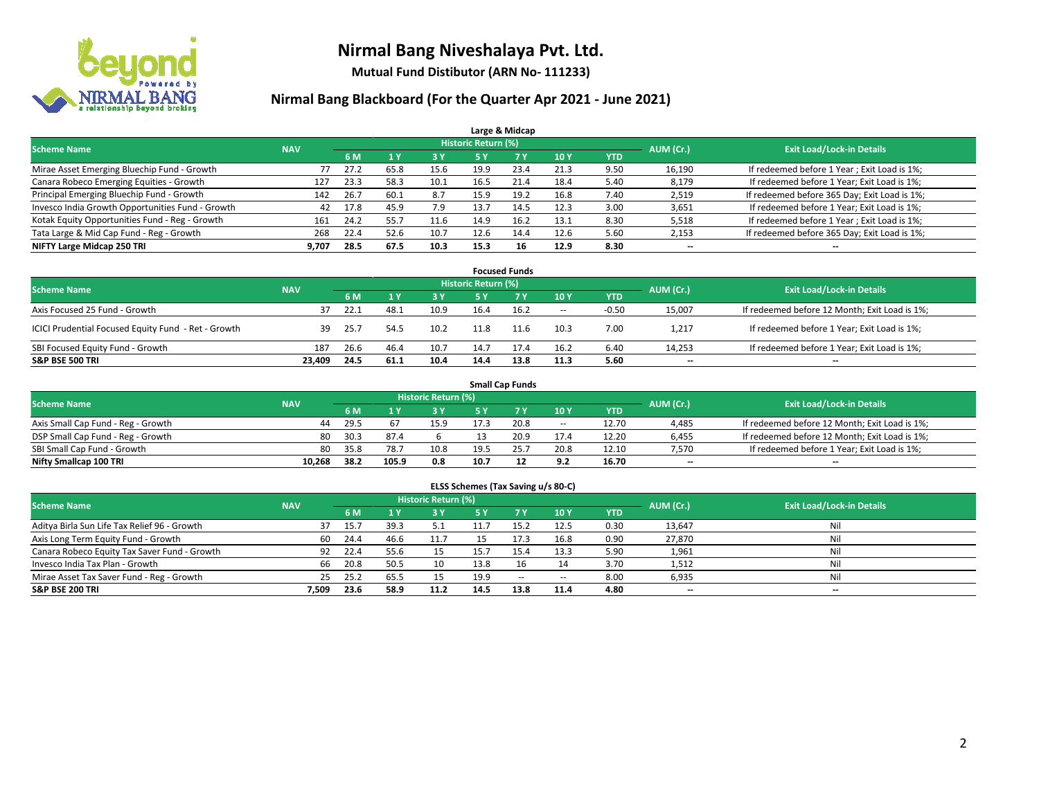# Nirmal Bang Niveshalaya Pvt. Ltd.

**Mutual Fund Distibutor (ARN No- 111233)**

## Nirmal Bang Blackboard (For the Quarter Apr 2021 - June 2021)

### Large & Midcap

| Scheme Name | NAV | Historic Return (%) | | | | | | | AUM (Cr.) | Exit Load/Lock-in Details |
|---|---|---|---|---|---|---|---|---|---|---|
| | | 6 M | 1 Y | 3 Y | 5 Y | 7 Y | 10 Y | YTD | | |
| Mirae Asset Emerging Bluechip Fund - Growth | 77 | 27.2 | 65.8 | 15.6 | 19.9 | 23.4 | 21.3 | 9.50 | 16,190 | If redeemed before 1 Year ; Exit Load is 1%; |
| Canara Robeco Emerging Equities - Growth | 127 | 23.3 | 58.3 | 10.1 | 16.5 | 21.4 | 18.4 | 5.40 | 8,179 | If redeemed before 1 Year; Exit Load is 1%; |
| Principal Emerging Bluechip Fund - Growth | 142 | 26.7 | 60.1 | 8.7 | 15.9 | 19.2 | 16.8 | 7.40 | 2,519 | If redeemed before 365 Day; Exit Load is 1%; |
| Invesco India Growth Opportunities Fund - Growth | 42 | 17.8 | 45.9 | 7.9 | 13.7 | 14.5 | 12.3 | 3.00 | 3,651 | If redeemed before 1 Year; Exit Load is 1%; |
| Kotak Equity Opportunities Fund - Reg - Growth | 161 | 24.2 | 55.7 | 11.6 | 14.9 | 16.2 | 13.1 | 8.30 | 5,518 | If redeemed before 1 Year ; Exit Load is 1%; |
| Tata Large & Mid Cap Fund - Reg - Growth | 268 | 22.4 | 52.6 | 10.7 | 12.6 | 14.4 | 12.6 | 5.60 | 2,153 | If redeemed before 365 Day; Exit Load is 1%; |
| **NIFTY Large Midcap 250 TRI** | **9,707** | **28.5** | **67.5** | **10.3** | **15.3** | **16** | **12.9** | **8.30** | -- | -- |

### Focused Funds

| Scheme Name | NAV | Historic Return (%) | | | | | | | AUM (Cr.) | Exit Load/Lock-in Details |
|---|---|---|---|---|---|---|---|---|---|---|
| | | 6 M | 1 Y | 3 Y | 5 Y | 7 Y | 10 Y | YTD | | |
| Axis Focused 25 Fund - Growth | 37 | 22.1 | 48.1 | 10.9 | 16.4 | 16.2 | -- | -0.50 | 15,007 | If redeemed before 12 Month; Exit Load is 1%; |
| ICICI Prudential Focused Equity Fund - Ret - Growth | 39 | 25.7 | 54.5 | 10.2 | 11.8 | 11.6 | 10.3 | 7.00 | 1,217 | If redeemed before 1 Year; Exit Load is 1%; |
| SBI Focused Equity Fund - Growth | 187 | 26.6 | 46.4 | 10.7 | 14.7 | 17.4 | 16.2 | 6.40 | 14,253 | If redeemed before 1 Year; Exit Load is 1%; |
| **S&P BSE 500 TRI** | **23,409** | **24.5** | **61.1** | **10.4** | **14.4** | **13.8** | **11.3** | **5.60** | -- | -- |

### Small Cap Funds

| Scheme Name | NAV | Historic Return (%) | | | | | | | AUM (Cr.) | Exit Load/Lock-in Details |
|---|---|---|---|---|---|---|---|---|---|---|
| | | 6 M | 1 Y | 3 Y | 5 Y | 7 Y | 10 Y | YTD | | |
| Axis Small Cap Fund - Reg - Growth | 44 | 29.5 | 67 | 15.9 | 17.3 | 20.8 | -- | 12.70 | 4,485 | If redeemed before 12 Month; Exit Load is 1%; |
| DSP Small Cap Fund - Reg - Growth | 80 | 30.3 | 87.4 | 6 | 13 | 20.9 | 17.4 | 12.20 | 6,455 | If redeemed before 12 Month; Exit Load is 1%; |
| SBI Small Cap Fund - Growth | 80 | 35.8 | 78.7 | 10.8 | 19.5 | 25.7 | 20.8 | 12.10 | 7,570 | If redeemed before 1 Year; Exit Load is 1%; |
| **Nifty Smallcap 100 TRI** | **10,268** | **38.2** | **105.9** | **0.8** | **10.7** | **12** | **9.2** | **16.70** | -- | -- |

### ELSS Schemes (Tax Saving u/s 80-C)

| Scheme Name | NAV | Historic Return (%) | | | | | | | AUM (Cr.) | Exit Load/Lock-in Details |
|---|---|---|---|---|---|---|---|---|---|---|
| | | 6 M | 1 Y | 3 Y | 5 Y | 7 Y | 10 Y | YTD | | |
| Aditya Birla Sun Life Tax Relief 96 - Growth | 37 | 15.7 | 39.3 | 5.1 | 11.7 | 15.2 | 12.5 | 0.30 | 13,647 | Nil |
| Axis Long Term Equity Fund - Growth | 60 | 24.4 | 46.6 | 11.7 | 15 | 17.3 | 16.8 | 0.90 | 27,870 | Nil |
| Canara Robeco Equity Tax Saver Fund - Growth | 92 | 22.4 | 55.6 | 15 | 15.7 | 15.4 | 13.3 | 5.90 | 1,961 | Nil |
| Invesco India Tax Plan - Growth | 66 | 20.8 | 50.5 | 10 | 13.8 | 16 | 14 | 3.70 | 1,512 | Nil |
| Mirae Asset Tax Saver Fund - Reg - Growth | 25 | 25.2 | 65.5 | 15 | 19.9 | -- | -- | 8.00 | 6,935 | Nil |
| **S&P BSE 200 TRI** | **7,509** | **23.6** | **58.9** | **11.2** | **14.5** | **13.8** | **11.4** | **4.80** | -- | -- |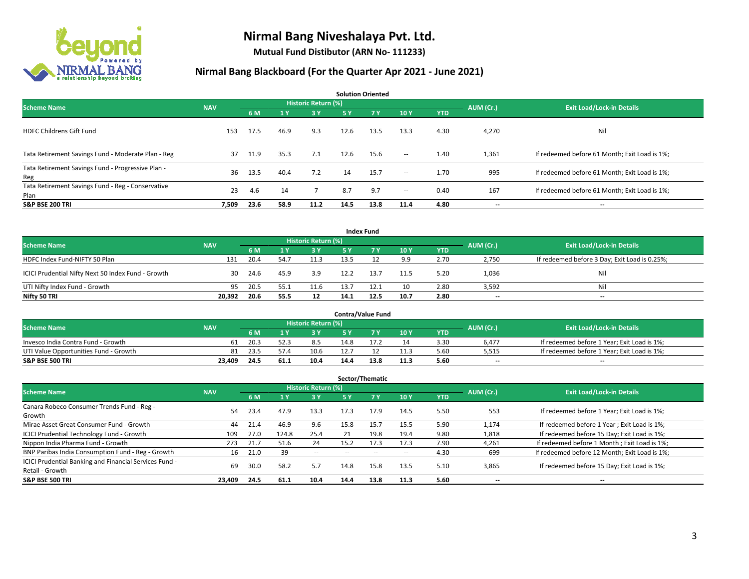# Nirmal Bang Niveshalaya Pvt. Ltd.

**Mutual Fund Distibutor (ARN No- 111233)**

## Nirmal Bang Blackboard (For the Quarter Apr 2021 - June 2021)

### Solution Oriented

| Scheme Name | NAV | Historic Return (%) | | | | | | | AUM (Cr.) | Exit Load/Lock-in Details |
|---|---|---|---|---|---|---|---|---|---|---|
| | | 6 M | 1 Y | 3 Y | 5 Y | 7 Y | 10 Y | YTD | | |
| HDFC Childrens Gift Fund | 153 | 17.5 | 46.9 | 9.3 | 12.6 | 13.5 | 13.3 | 4.30 | 4,270 | Nil |
| Tata Retirement Savings Fund - Moderate Plan - Reg | 37 | 11.9 | 35.3 | 7.1 | 12.6 | 15.6 | -- | 1.40 | 1,361 | If redeemed before 61 Month; Exit Load is 1%; |
| Tata Retirement Savings Fund - Progressive Plan - Reg | 36 | 13.5 | 40.4 | 7.2 | 14 | 15.7 | -- | 1.70 | 995 | If redeemed before 61 Month; Exit Load is 1%; |
| Tata Retirement Savings Fund - Reg - Conservative Plan | 23 | 4.6 | 14 | 7 | 8.7 | 9.7 | -- | 0.40 | 167 | If redeemed before 61 Month; Exit Load is 1%; |
| **S&P BSE 200 TRI** | **7,509** | **23.6** | **58.9** | **11.2** | **14.5** | **13.8** | **11.4** | **4.80** | **--** | **--** |

### Index Fund

| Scheme Name | NAV | Historic Return (%) | | | | | | | AUM (Cr.) | Exit Load/Lock-in Details |
|---|---|---|---|---|---|---|---|---|---|---|
| | | 6 M | 1 Y | 3 Y | 5 Y | 7 Y | 10 Y | YTD | | |
| HDFC Index Fund-NIFTY 50 Plan | 131 | 20.4 | 54.7 | 11.3 | 13.5 | 12 | 9.9 | 2.70 | 2,750 | If redeemed before 3 Day; Exit Load is 0.25%; |
| ICICI Prudential Nifty Next 50 Index Fund - Growth | 30 | 24.6 | 45.9 | 3.9 | 12.2 | 13.7 | 11.5 | 5.20 | 1,036 | Nil |
| UTI Nifty Index Fund - Growth | 95 | 20.5 | 55.1 | 11.6 | 13.7 | 12.1 | 10 | 2.80 | 3,592 | Nil |
| **Nifty 50 TRI** | **20,392** | **20.6** | **55.5** | **12** | **14.1** | **12.5** | **10.7** | **2.80** | **--** | **--** |

### Contra/Value Fund

| Scheme Name | NAV | Historic Return (%) | | | | | | | AUM (Cr.) | Exit Load/Lock-in Details |
|---|---|---|---|---|---|---|---|---|---|---|
| | | 6 M | 1 Y | 3 Y | 5 Y | 7 Y | 10 Y | YTD | | |
| Invesco India Contra Fund - Growth | 61 | 20.3 | 52.3 | 8.5 | 14.8 | 17.2 | 14 | 3.30 | 6,477 | If redeemed before 1 Year; Exit Load is 1%; |
| UTI Value Opportunities Fund - Growth | 81 | 23.5 | 57.4 | 10.6 | 12.7 | 12 | 11.3 | 5.60 | 5,515 | If redeemed before 1 Year; Exit Load is 1%; |
| **S&P BSE 500 TRI** | **23,409** | **24.5** | **61.1** | **10.4** | **14.4** | **13.8** | **11.3** | **5.60** | **--** | **--** |

### Sector/Thematic

| Scheme Name | NAV | Historic Return (%) | | | | | | | AUM (Cr.) | Exit Load/Lock-in Details |
|---|---|---|---|---|---|---|---|---|---|---|
| | | 6 M | 1 Y | 3 Y | 5 Y | 7 Y | 10 Y | YTD | | |
| Canara Robeco Consumer Trends Fund - Reg - Growth | 54 | 23.4 | 47.9 | 13.3 | 17.3 | 17.9 | 14.5 | 5.50 | 553 | If redeemed before 1 Year; Exit Load is 1%; |
| Mirae Asset Great Consumer Fund - Growth | 44 | 21.4 | 46.9 | 9.6 | 15.8 | 15.7 | 15.5 | 5.90 | 1,174 | If redeemed before 1 Year ; Exit Load is 1%; |
| ICICI Prudential Technology Fund - Growth | 109 | 27.0 | 124.8 | 25.4 | 21 | 19.8 | 19.4 | 9.80 | 1,818 | If redeemed before 15 Day; Exit Load is 1%; |
| Nippon India Pharma Fund - Growth | 273 | 21.7 | 51.6 | 24 | 15.2 | 17.3 | 17.3 | 7.90 | 4,261 | If redeemed before 1 Month ; Exit Load is 1%; |
| BNP Paribas India Consumption Fund - Reg - Growth | 16 | 21.0 | 39 | -- | -- | -- | -- | 4.30 | 699 | If redeemed before 12 Month; Exit Load is 1%; |
| ICICI Prudential Banking and Financial Services Fund - Retail - Growth | 69 | 30.0 | 58.2 | 5.7 | 14.8 | 15.8 | 13.5 | 5.10 | 3,865 | If redeemed before 15 Day; Exit Load is 1%; |
| **S&P BSE 500 TRI** | **23,409** | **24.5** | **61.1** | **10.4** | **14.4** | **13.8** | **11.3** | **5.60** | **--** | **--** |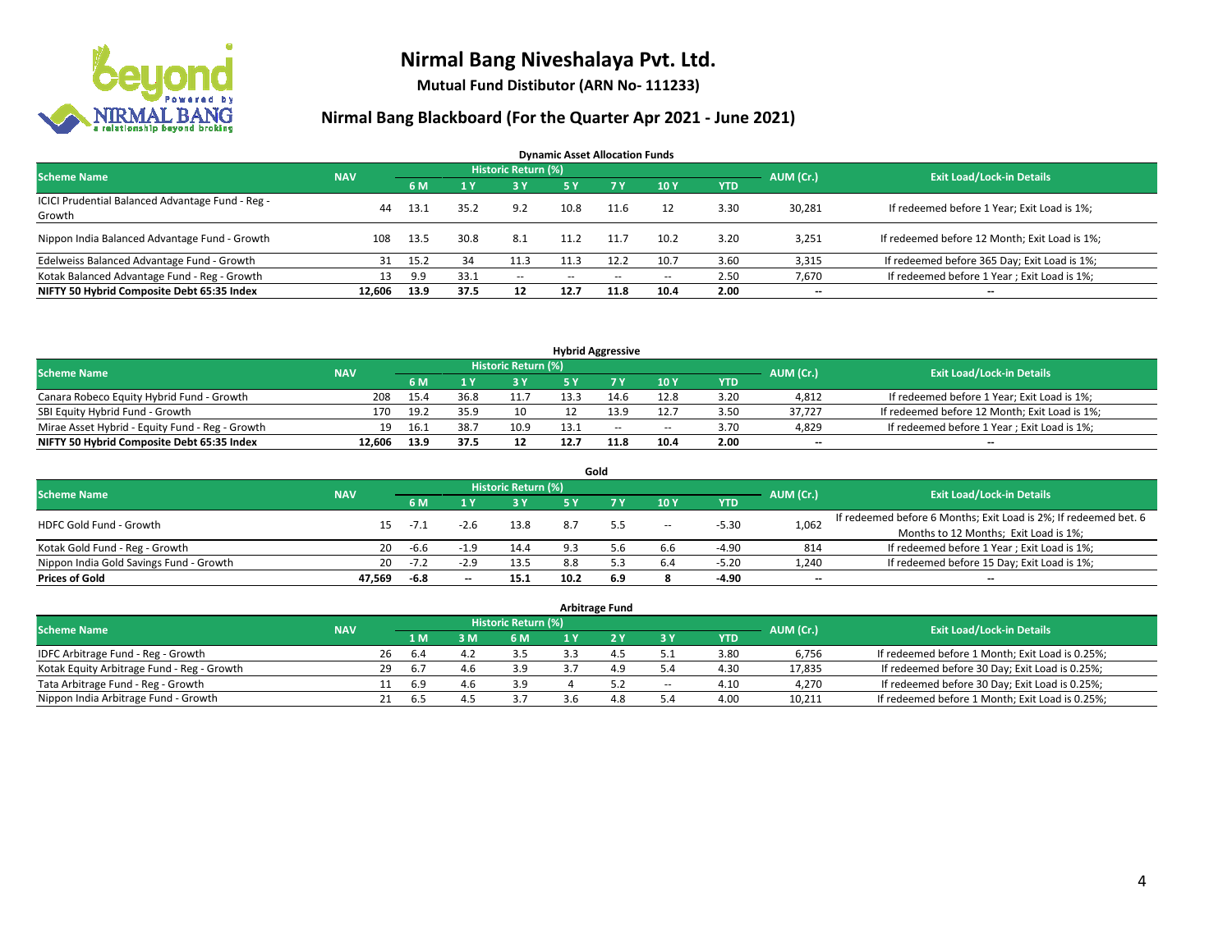# Nirmal Bang Niveshalaya Pvt. Ltd.

**Mutual Fund Distibutor (ARN No- 111233)**

## Nirmal Bang Blackboard (For the Quarter Apr 2021 - June 2021)

### Dynamic Asset Allocation Funds

| Scheme Name | NAV | Historic Return (%) | | | | | | | AUM (Cr.) | Exit Load/Lock-in Details |
|---|---|---|---|---|---|---|---|---|---|---|
| | | 6 M | 1 Y | 3 Y | 5 Y | 7 Y | 10 Y | YTD | | |
| ICICI Prudential Balanced Advantage Fund - Reg - Growth | 44 | 13.1 | 35.2 | 9.2 | 10.8 | 11.6 | 12 | 3.30 | 30,281 | If redeemed before 1 Year; Exit Load is 1%; |
| Nippon India Balanced Advantage Fund - Growth | 108 | 13.5 | 30.8 | 8.1 | 11.2 | 11.7 | 10.2 | 3.20 | 3,251 | If redeemed before 12 Month; Exit Load is 1%; |
| Edelweiss Balanced Advantage Fund - Growth | 31 | 15.2 | 34 | 11.3 | 11.3 | 12.2 | 10.7 | 3.60 | 3,315 | If redeemed before 365 Day; Exit Load is 1%; |
| Kotak Balanced Advantage Fund - Reg - Growth | 13 | 9.9 | 33.1 | -- | -- | -- | -- | 2.50 | 7,670 | If redeemed before 1 Year ; Exit Load is 1%; |
| **NIFTY 50 Hybrid Composite Debt 65:35 Index** | **12,606** | **13.9** | **37.5** | **12** | **12.7** | **11.8** | **10.4** | **2.00** | **--** | **--** |

### Hybrid Aggressive

| Scheme Name | NAV | Historic Return (%) | | | | | | | AUM (Cr.) | Exit Load/Lock-in Details |
|---|---|---|---|---|---|---|---|---|---|---|
| | | 6 M | 1 Y | 3 Y | 5 Y | 7 Y | 10 Y | YTD | | |
| Canara Robeco Equity Hybrid Fund - Growth | 208 | 15.4 | 36.8 | 11.7 | 13.3 | 14.6 | 12.8 | 3.20 | 4,812 | If redeemed before 1 Year; Exit Load is 1%; |
| SBI Equity Hybrid Fund - Growth | 170 | 19.2 | 35.9 | 10 | 12 | 13.9 | 12.7 | 3.50 | 37,727 | If redeemed before 12 Month; Exit Load is 1%; |
| Mirae Asset Hybrid - Equity Fund - Reg - Growth | 19 | 16.1 | 38.7 | 10.9 | 13.1 | -- | -- | 3.70 | 4,829 | If redeemed before 1 Year ; Exit Load is 1%; |
| **NIFTY 50 Hybrid Composite Debt 65:35 Index** | **12,606** | **13.9** | **37.5** | **12** | **12.7** | **11.8** | **10.4** | **2.00** | **--** | **--** |

### Gold

| Scheme Name | NAV | Historic Return (%) | | | | | | | AUM (Cr.) | Exit Load/Lock-in Details |
|---|---|---|---|---|---|---|---|---|---|---|
| | | 6 M | 1 Y | 3 Y | 5 Y | 7 Y | 10 Y | YTD | | |
| HDFC Gold Fund - Growth | 15 | -7.1 | -2.6 | 13.8 | 8.7 | 5.5 | -- | -5.30 | 1,062 | If redeemed before 6 Months; Exit Load is 2%; If redeemed bet. 6 Months to 12 Months; Exit Load is 1%; |
| Kotak Gold Fund - Reg - Growth | 20 | -6.6 | -1.9 | 14.4 | 9.3 | 5.6 | 6.6 | -4.90 | 814 | If redeemed before 1 Year ; Exit Load is 1%; |
| Nippon India Gold Savings Fund - Growth | 20 | -7.2 | -2.9 | 13.5 | 8.8 | 5.3 | 6.4 | -5.20 | 1,240 | If redeemed before 15 Day; Exit Load is 1%; |
| **Prices of Gold** | **47,569** | **-6.8** | **--** | **15.1** | **10.2** | **6.9** | **8** | **-4.90** | **--** | **--** |

### Arbitrage Fund

| Scheme Name | NAV | Historic Return (%) | | | | | | | AUM (Cr.) | Exit Load/Lock-in Details |
|---|---|---|---|---|---|---|---|---|---|---|
| | | 1 M | 3 M | 6 M | 1 Y | 2 Y | 3 Y | YTD | | |
| IDFC Arbitrage Fund - Reg - Growth | 26 | 6.4 | 4.2 | 3.5 | 3.3 | 4.5 | 5.1 | 3.80 | 6,756 | If redeemed before 1 Month; Exit Load is 0.25%; |
| Kotak Equity Arbitrage Fund - Reg - Growth | 29 | 6.7 | 4.6 | 3.9 | 3.7 | 4.9 | 5.4 | 4.30 | 17,835 | If redeemed before 30 Day; Exit Load is 0.25%; |
| Tata Arbitrage Fund - Reg - Growth | 11 | 6.9 | 4.6 | 3.9 | 4 | 5.2 | -- | 4.10 | 4,270 | If redeemed before 30 Day; Exit Load is 0.25%; |
| Nippon India Arbitrage Fund - Growth | 21 | 6.5 | 4.5 | 3.7 | 3.6 | 4.8 | 5.4 | 4.00 | 10,211 | If redeemed before 1 Month; Exit Load is 0.25%; |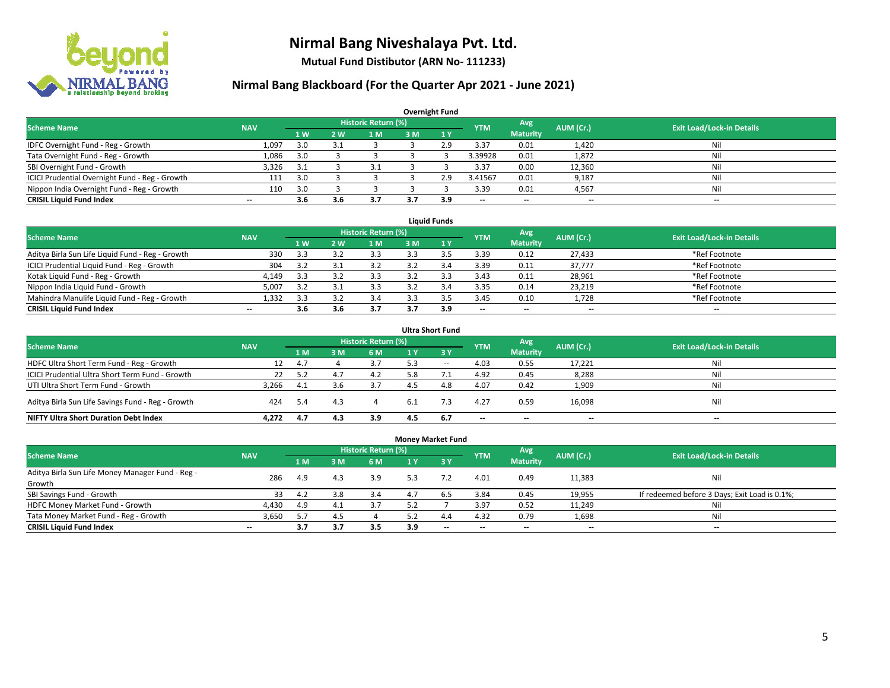# Nirmal Bang Niveshalaya Pvt. Ltd.

**Mutual Fund Distibutor (ARN No- 111233)**

## Nirmal Bang Blackboard (For the Quarter Apr 2021 - June 2021)

### Overnight Fund

| Scheme Name | NAV | Historic Return (%) | | | | | YTM | Avg Maturity | AUM (Cr.) | Exit Load/Lock-in Details |
|---|---|---|---|---|---|---|---|---|---|---|
| | | 1 W | 2 W | 1 M | 3 M | 1 Y | | | | |
| IDFC Overnight Fund - Reg - Growth | 1,097 | 3.0 | 3.1 | 3 | 3 | 2.9 | 3.37 | 0.01 | 1,420 | Nil |
| Tata Overnight Fund - Reg - Growth | 1,086 | 3.0 | 3 | 3 | 3 | 3 | 3.39928 | 0.01 | 1,872 | Nil |
| SBI Overnight Fund - Growth | 3,326 | 3.1 | 3 | 3.1 | 3 | 3 | 3.37 | 0.00 | 12,360 | Nil |
| ICICI Prudential Overnight Fund - Reg - Growth | 111 | 3.0 | 3 | 3 | 3 | 2.9 | 3.41567 | 0.01 | 9,187 | Nil |
| Nippon India Overnight Fund - Reg - Growth | 110 | 3.0 | 3 | 3 | 3 | 3 | 3.39 | 0.01 | 4,567 | Nil |
| **CRISIL Liquid Fund Index** | -- | **3.6** | **3.6** | **3.7** | **3.7** | **3.9** | -- | -- | -- | -- |

### Liquid Funds

| Scheme Name | NAV | Historic Return (%) | | | | | YTM | Avg Maturity | AUM (Cr.) | Exit Load/Lock-in Details |
|---|---|---|---|---|---|---|---|---|---|---|
| | | 1 W | 2 W | 1 M | 3 M | 1 Y | | | | |
| Aditya Birla Sun Life Liquid Fund - Reg - Growth | 330 | 3.3 | 3.2 | 3.3 | 3.3 | 3.5 | 3.39 | 0.12 | 27,433 | *Ref Footnote |
| ICICI Prudential Liquid Fund - Reg - Growth | 304 | 3.2 | 3.1 | 3.2 | 3.2 | 3.4 | 3.39 | 0.11 | 37,777 | *Ref Footnote |
| Kotak Liquid Fund - Reg - Growth | 4,149 | 3.3 | 3.2 | 3.3 | 3.2 | 3.3 | 3.43 | 0.11 | 28,961 | *Ref Footnote |
| Nippon India Liquid Fund - Growth | 5,007 | 3.2 | 3.1 | 3.3 | 3.2 | 3.4 | 3.35 | 0.14 | 23,219 | *Ref Footnote |
| Mahindra Manulife Liquid Fund - Reg - Growth | 1,332 | 3.3 | 3.2 | 3.4 | 3.3 | 3.5 | 3.45 | 0.10 | 1,728 | *Ref Footnote |
| **CRISIL Liquid Fund Index** | -- | **3.6** | **3.6** | **3.7** | **3.7** | **3.9** | -- | -- | -- | -- |

### Ultra Short Fund

| Scheme Name | NAV | Historic Return (%) | | | | | YTM | Avg Maturity | AUM (Cr.) | Exit Load/Lock-in Details |
|---|---|---|---|---|---|---|---|---|---|---|
| | | 1 M | 3 M | 6 M | 1 Y | 3 Y | | | | |
| HDFC Ultra Short Term Fund - Reg - Growth | 12 | 4.7 | 4 | 3.7 | 5.3 | -- | 4.03 | 0.55 | 17,221 | Nil |
| ICICI Prudential Ultra Short Term Fund - Growth | 22 | 5.2 | 4.7 | 4.2 | 5.8 | 7.1 | 4.92 | 0.45 | 8,288 | Nil |
| UTI Ultra Short Term Fund - Growth | 3,266 | 4.1 | 3.6 | 3.7 | 4.5 | 4.8 | 4.07 | 0.42 | 1,909 | Nil |
| Aditya Birla Sun Life Savings Fund - Reg - Growth | 424 | 5.4 | 4.3 | 4 | 6.1 | 7.3 | 4.27 | 0.59 | 16,098 | Nil |
| **NIFTY Ultra Short Duration Debt Index** | **4,272** | **4.7** | **4.3** | **3.9** | **4.5** | **6.7** | -- | -- | -- | -- |

### Money Market Fund

| Scheme Name | NAV | Historic Return (%) | | | | | YTM | Avg Maturity | AUM (Cr.) | Exit Load/Lock-in Details |
|---|---|---|---|---|---|---|---|---|---|---|
| | | 1 M | 3 M | 6 M | 1 Y | 3 Y | | | | |
| Aditya Birla Sun Life Money Manager Fund - Reg - Growth | 286 | 4.9 | 4.3 | 3.9 | 5.3 | 7.2 | 4.01 | 0.49 | 11,383 | Nil |
| SBI Savings Fund - Growth | 33 | 4.2 | 3.8 | 3.4 | 4.7 | 6.5 | 3.84 | 0.45 | 19,955 | If redeemed before 3 Days; Exit Load is 0.1%; |
| HDFC Money Market Fund - Growth | 4,430 | 4.9 | 4.1 | 3.7 | 5.2 | 7 | 3.97 | 0.52 | 11,249 | Nil |
| Tata Money Market Fund - Reg - Growth | 3,650 | 5.7 | 4.5 | 4 | 5.2 | 4.4 | 4.32 | 0.79 | 1,698 | Nil |
| **CRISIL Liquid Fund Index** | -- | **3.7** | **3.7** | **3.5** | **3.9** | -- | -- | -- | -- | -- |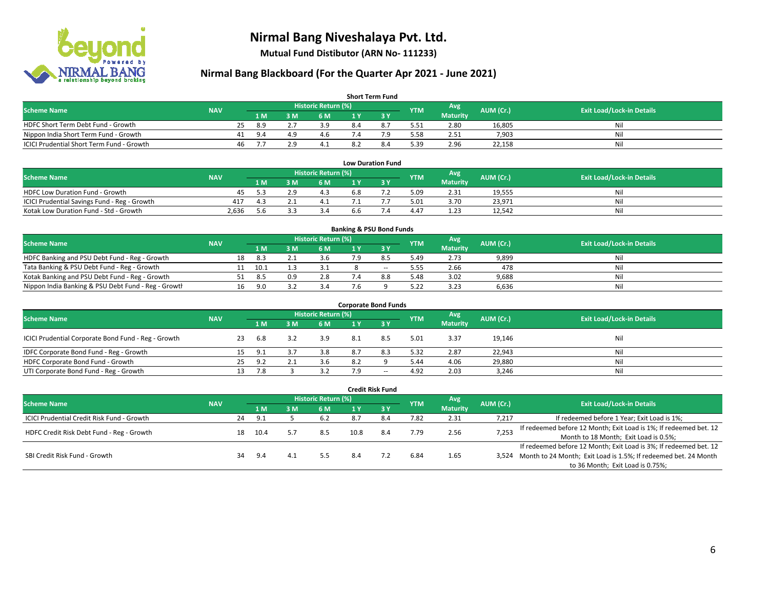# Nirmal Bang Niveshalaya Pvt. Ltd.

**Mutual Fund Distibutor (ARN No- 111233)**

## Nirmal Bang Blackboard (For the Quarter Apr 2021 - June 2021)

### Short Term Fund

| Scheme Name | NAV | Historic Return (%) | | | | | YTM | Avg Maturity | AUM (Cr.) | Exit Load/Lock-in Details |
|---|---|---|---|---|---|---|---|---|---|---|
| | | 1 M | 3 M | 6 M | 1 Y | 3 Y | | | | |
| HDFC Short Term Debt Fund - Growth | 25 | 8.9 | 2.7 | 3.9 | 8.4 | 8.7 | 5.51 | 2.80 | 16,805 | Nil |
| Nippon India Short Term Fund - Growth | 41 | 9.4 | 4.9 | 4.6 | 7.4 | 7.9 | 5.58 | 2.51 | 7,903 | Nil |
| ICICI Prudential Short Term Fund - Growth | 46 | 7.7 | 2.9 | 4.1 | 8.2 | 8.4 | 5.39 | 2.96 | 22,158 | Nil |

### Low Duration Fund

| Scheme Name | NAV | Historic Return (%) | | | | | YTM | Avg Maturity | AUM (Cr.) | Exit Load/Lock-in Details |
|---|---|---|---|---|---|---|---|---|---|---|
| | | 1 M | 3 M | 6 M | 1 Y | 3 Y | | | | |
| HDFC Low Duration Fund - Growth | 45 | 5.3 | 2.9 | 4.3 | 6.8 | 7.2 | 5.09 | 2.31 | 19,555 | Nil |
| ICICI Prudential Savings Fund - Reg - Growth | 417 | 4.3 | 2.1 | 4.1 | 7.1 | 7.7 | 5.01 | 3.70 | 23,971 | Nil |
| Kotak Low Duration Fund - Std - Growth | 2,636 | 5.6 | 3.3 | 3.4 | 6.6 | 7.4 | 4.47 | 1.23 | 12,542 | Nil |

### Banking & PSU Bond Funds

| Scheme Name | NAV | Historic Return (%) | | | | | YTM | Avg Maturity | AUM (Cr.) | Exit Load/Lock-in Details |
|---|---|---|---|---|---|---|---|---|---|---|
| | | 1 M | 3 M | 6 M | 1 Y | 3 Y | | | | |
| HDFC Banking and PSU Debt Fund - Reg - Growth | 18 | 8.3 | 2.1 | 3.6 | 7.9 | 8.5 | 5.49 | 2.73 | 9,899 | Nil |
| Tata Banking & PSU Debt Fund - Reg - Growth | 11 | 10.1 | 1.3 | 3.1 | 8 | -- | 5.55 | 2.66 | 478 | Nil |
| Kotak Banking and PSU Debt Fund - Reg - Growth | 51 | 8.5 | 0.9 | 2.8 | 7.4 | 8.8 | 5.48 | 3.02 | 9,688 | Nil |
| Nippon India Banking & PSU Debt Fund - Reg - Growth | 16 | 9.0 | 3.2 | 3.4 | 7.6 | 9 | 5.22 | 3.23 | 6,636 | Nil |

### Corporate Bond Funds

| Scheme Name | NAV | Historic Return (%) | | | | | YTM | Avg Maturity | AUM (Cr.) | Exit Load/Lock-in Details |
|---|---|---|---|---|---|---|---|---|---|---|
| | | 1 M | 3 M | 6 M | 1 Y | 3 Y | | | | |
| ICICI Prudential Corporate Bond Fund - Reg - Growth | 23 | 6.8 | 3.2 | 3.9 | 8.1 | 8.5 | 5.01 | 3.37 | 19,146 | Nil |
| IDFC Corporate Bond Fund - Reg - Growth | 15 | 9.1 | 3.7 | 3.8 | 8.7 | 8.3 | 5.32 | 2.87 | 22,943 | Nil |
| HDFC Corporate Bond Fund - Growth | 25 | 9.2 | 2.1 | 3.6 | 8.2 | 9 | 5.44 | 4.06 | 29,880 | Nil |
| UTI Corporate Bond Fund - Reg - Growth | 13 | 7.8 | 3 | 3.2 | 7.9 | -- | 4.92 | 2.03 | 3,246 | Nil |

### Credit Risk Fund

| Scheme Name | NAV | Historic Return (%) | | | | | YTM | Avg Maturity | AUM (Cr.) | Exit Load/Lock-in Details |
|---|---|---|---|---|---|---|---|---|---|---|
| | | 1 M | 3 M | 6 M | 1 Y | 3 Y | | | | |
| ICICI Prudential Credit Risk Fund - Growth | 24 | 9.1 | 5 | 6.2 | 8.7 | 8.4 | 7.82 | 2.31 | 7,217 | If redeemed before 1 Year; Exit Load is 1%; |
| HDFC Credit Risk Debt Fund - Reg - Growth | 18 | 10.4 | 5.7 | 8.5 | 10.8 | 8.4 | 7.79 | 2.56 | 7,253 | If redeemed before 12 Month; Exit Load is 1%; If redeemed bet. 12 Month to 18 Month; Exit Load is 0.5%; |
| SBI Credit Risk Fund - Growth | 34 | 9.4 | 4.1 | 5.5 | 8.4 | 7.2 | 6.84 | 1.65 | 3,524 | If redeemed before 12 Month; Exit Load is 3%; If redeemed bet. 12 Month to 24 Month; Exit Load is 1.5%; If redeemed bet. 24 Month to 36 Month; Exit Load is 0.75%; |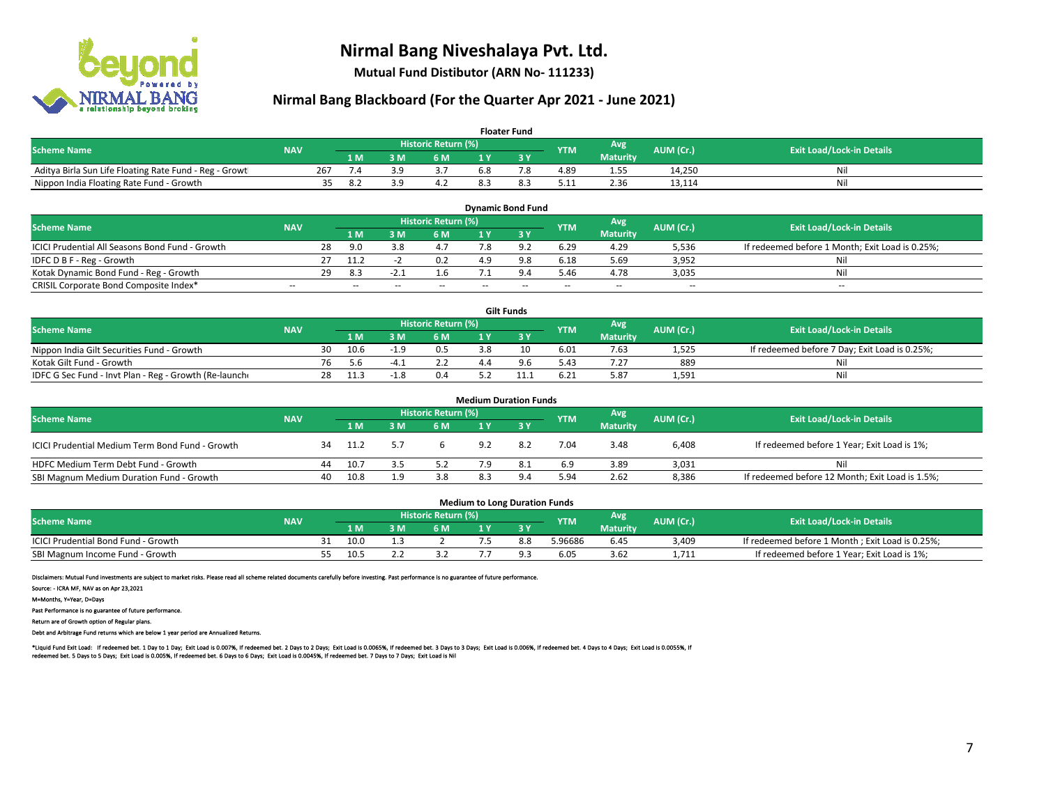# Nirmal Bang Niveshalaya Pvt. Ltd.

**Mutual Fund Distibutor (ARN No- 111233)**

## Nirmal Bang Blackboard (For the Quarter Apr 2021 - June 2021)

### Floater Fund

| Scheme Name | NAV | Historic Return (%) | | | | | YTM | Avg Maturity | AUM (Cr.) | Exit Load/Lock-in Details |
|---|---|---|---|---|---|---|---|---|---|---|
| | | 1 M | 3 M | 6 M | 1 Y | 3 Y | | | | |
| Aditya Birla Sun Life Floating Rate Fund - Reg - Growt | 267 | 7.4 | 3.9 | 3.7 | 6.8 | 7.8 | 4.89 | 1.55 | 14,250 | Nil |
| Nippon India Floating Rate Fund - Growth | 35 | 8.2 | 3.9 | 4.2 | 8.3 | 8.3 | 5.11 | 2.36 | 13,114 | Nil |

### Dynamic Bond Fund

| Scheme Name | NAV | Historic Return (%) | | | | | YTM | Avg Maturity | AUM (Cr.) | Exit Load/Lock-in Details |
|---|---|---|---|---|---|---|---|---|---|---|
| | | 1 M | 3 M | 6 M | 1 Y | 3 Y | | | | |
| ICICI Prudential All Seasons Bond Fund - Growth | 28 | 9.0 | 3.8 | 4.7 | 7.8 | 9.2 | 6.29 | 4.29 | 5,536 | If redeemed before 1 Month; Exit Load is 0.25%; |
| IDFC D B F - Reg - Growth | 27 | 11.2 | -2 | 0.2 | 4.9 | 9.8 | 6.18 | 5.69 | 3,952 | Nil |
| Kotak Dynamic Bond Fund - Reg - Growth | 29 | 8.3 | -2.1 | 1.6 | 7.1 | 9.4 | 5.46 | 4.78 | 3,035 | Nil |
| CRISIL Corporate Bond Composite Index* | -- | -- | -- | -- | -- | -- | -- | -- | -- | -- |

### Gilt Funds

| Scheme Name | NAV | Historic Return (%) | | | | | YTM | Avg Maturity | AUM (Cr.) | Exit Load/Lock-in Details |
|---|---|---|---|---|---|---|---|---|---|---|
| | | 1 M | 3 M | 6 M | 1 Y | 3 Y | | | | |
| Nippon India Gilt Securities Fund - Growth | 30 | 10.6 | -1.9 | 0.5 | 3.8 | 10 | 6.01 | 7.63 | 1,525 | If redeemed before 7 Day; Exit Load is 0.25%; |
| Kotak Gilt Fund - Growth | 76 | 5.6 | -4.1 | 2.2 | 4.4 | 9.6 | 5.43 | 7.27 | 889 | Nil |
| IDFC G Sec Fund - Invt Plan - Reg - Growth (Re-launch | 28 | 11.3 | -1.8 | 0.4 | 5.2 | 11.1 | 6.21 | 5.87 | 1,591 | Nil |

### Medium Duration Funds

| Scheme Name | NAV | Historic Return (%) | | | | | YTM | Avg Maturity | AUM (Cr.) | Exit Load/Lock-in Details |
|---|---|---|---|---|---|---|---|---|---|---|
| | | 1 M | 3 M | 6 M | 1 Y | 3 Y | | | | |
| ICICI Prudential Medium Term Bond Fund - Growth | 34 | 11.2 | 5.7 | 6 | 9.2 | 8.2 | 7.04 | 3.48 | 6,408 | If redeemed before 1 Year; Exit Load is 1%; |
| HDFC Medium Term Debt Fund - Growth | 44 | 10.7 | 3.5 | 5.2 | 7.9 | 8.1 | 6.9 | 3.89 | 3,031 | Nil |
| SBI Magnum Medium Duration Fund - Growth | 40 | 10.8 | 1.9 | 3.8 | 8.3 | 9.4 | 5.94 | 2.62 | 8,386 | If redeemed before 12 Month; Exit Load is 1.5%; |

### Medium to Long Duration Funds

| Scheme Name | NAV | Historic Return (%) | | | | | YTM | Avg Maturity | AUM (Cr.) | Exit Load/Lock-in Details |
|---|---|---|---|---|---|---|---|---|---|---|
| | | 1 M | 3 M | 6 M | 1 Y | 3 Y | | | | |
| ICICI Prudential Bond Fund - Growth | 31 | 10.0 | 1.3 | 2 | 7.5 | 8.8 | 5.96686 | 6.45 | 3,409 | If redeemed before 1 Month ; Exit Load is 0.25%; |
| SBI Magnum Income Fund - Growth | 55 | 10.5 | 2.2 | 3.2 | 7.7 | 9.3 | 6.05 | 3.62 | 1,711 | If redeemed before 1 Year; Exit Load is 1%; |

Disclaimers: Mutual Fund investments are subject to market risks. Please read all scheme related documents carefully before investing. Past performance is no guarantee of future performance.

Source: - ICRA MF, NAV as on Apr 23,2021

M=Months, Y=Year, D=Days

Past Performance is no guarantee of future performance.

Return are of Growth option of Regular plans.

Debt and Arbitrage Fund returns which are below 1 year period are Annualized Returns.

*Liquid Fund Exit Load: If redeemed bet. 1 Day to 1 Day; Exit Load is 0.007%, If redeemed bet. 2 Days to 2 Days; Exit Load is 0.0065%, If redeemed bet. 3 Days to 3 Days; Exit Load is 0.006%, If redeemed bet. 4 Days to 4 Days; Exit Load is 0.0055%, If redeemed bet. 5 Days to 5 Days; Exit Load is 0.005%, If redeemed bet. 6 Days to 6 Days; Exit Load is 0.0045%, If redeemed bet. 7 Days to 7 Days; Exit Load is Nil